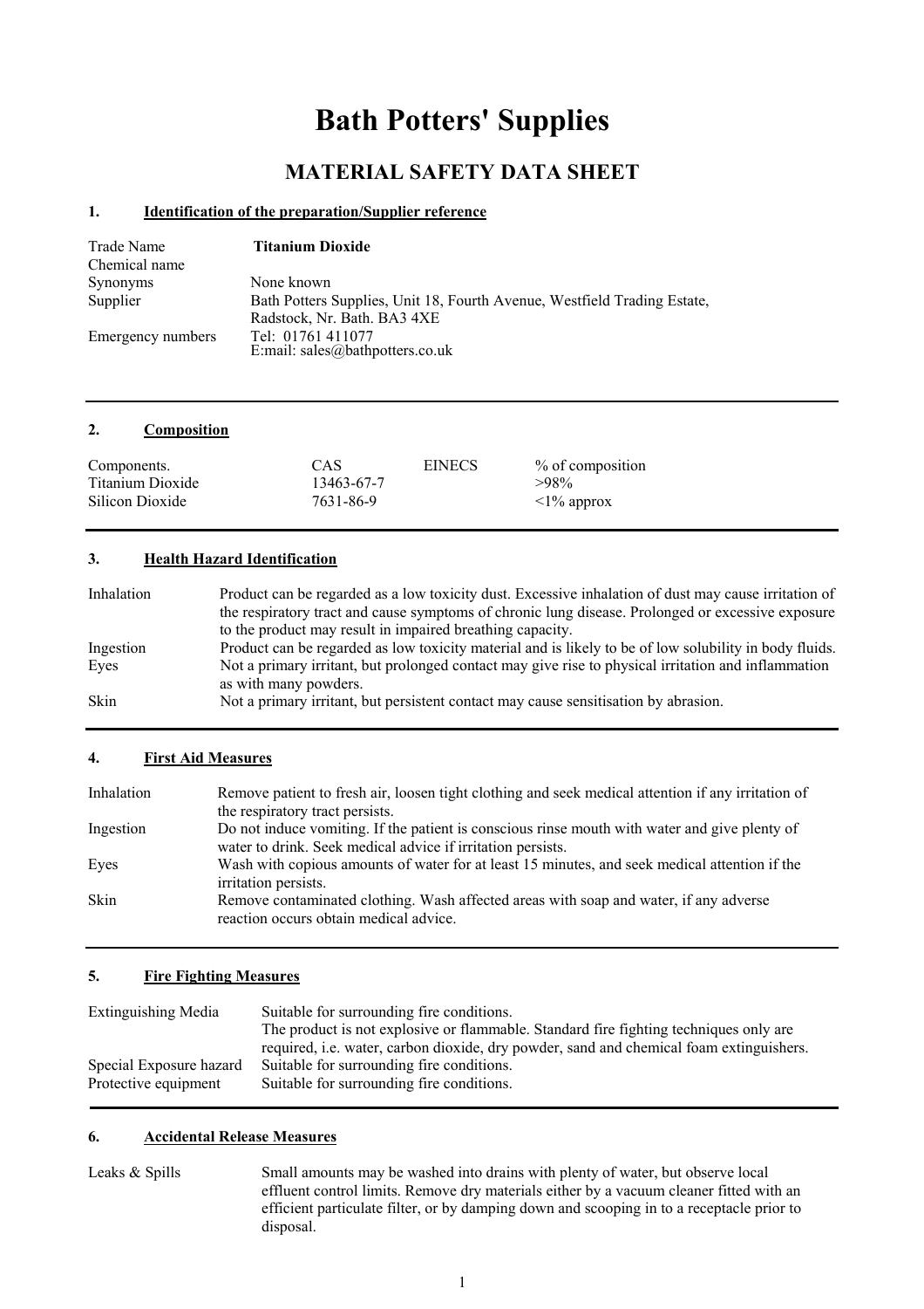# Bath Potters' Supplies

## MATERIAL SAFETY DATA SHEET

### 1. Identification of the preparation/Supplier reference

| | |
|---|---|
| Trade Name | **Titanium Dioxide** |
| Chemical name | |
| Synonyms | None known |
| Supplier | Bath Potters Supplies, Unit 18, Fourth Avenue, Westfield Trading Estate, Radstock, Nr. Bath. BA3 4XE |
| Emergency numbers | Tel: 01761 411077<br>E:mail: sales@bathpotters.co.uk |

### 2. Composition

| Components. | CAS | EINECS | % of composition |
|---|---|---|---|
| Titanium Dioxide | 13463-67-7 | | >98% |
| Silicon Dioxide | 7631-86-9 | | <1% approx |

### 3. Health Hazard Identification

| | |
|---|---|
| Inhalation | Product can be regarded as a low toxicity dust. Excessive inhalation of dust may cause irritation of the respiratory tract and cause symptoms of chronic lung disease. Prolonged or excessive exposure to the product may result in impaired breathing capacity. |
| Ingestion | Product can be regarded as low toxicity material and is likely to be of low solubility in body fluids. |
| Eyes | Not a primary irritant, but prolonged contact may give rise to physical irritation and inflammation as with many powders. |
| Skin | Not a primary irritant, but persistent contact may cause sensitisation by abrasion. |

### 4. First Aid Measures

| | |
|---|---|
| Inhalation | Remove patient to fresh air, loosen tight clothing and seek medical attention if any irritation of the respiratory tract persists. |
| Ingestion | Do not induce vomiting. If the patient is conscious rinse mouth with water and give plenty of water to drink. Seek medical advice if irritation persists. |
| Eyes | Wash with copious amounts of water for at least 15 minutes, and seek medical attention if the irritation persists. |
| Skin | Remove contaminated clothing. Wash affected areas with soap and water, if any adverse reaction occurs obtain medical advice. |

### 5. Fire Fighting Measures

| | |
|---|---|
| Extinguishing Media | Suitable for surrounding fire conditions.<br>The product is not explosive or flammable. Standard fire fighting techniques only are required, i.e. water, carbon dioxide, dry powder, sand and chemical foam extinguishers. |
| Special Exposure hazard | Suitable for surrounding fire conditions. |
| Protective equipment | Suitable for surrounding fire conditions. |

### 6. Accidental Release Measures

| | |
|---|---|
| Leaks & Spills | Small amounts may be washed into drains with plenty of water, but observe local effluent control limits. Remove dry materials either by a vacuum cleaner fitted with an efficient particulate filter, or by damping down and scooping in to a receptacle prior to disposal. |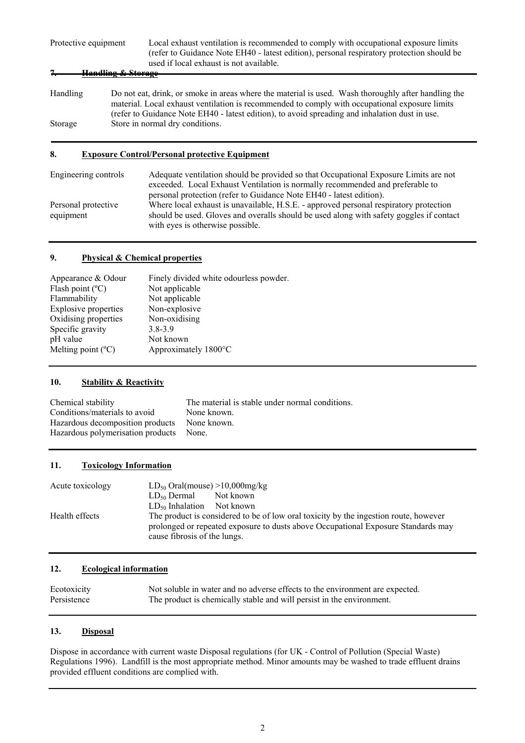| | |
|---|---|
| Protective equipment | Local exhaust ventilation is recommended to comply with occupational exposure limits (refer to Guidance Note EH40 - latest edition), personal respiratory protection should be used if local exhaust is not available. |

## 7. Handling & Storage

| | |
|---|---|
| Handling | Do not eat, drink, or smoke in areas where the material is used. Wash thoroughly after handling the material. Local exhaust ventilation is recommended to comply with occupational exposure limits (refer to Guidance Note EH40 - latest edition), to avoid spreading and inhalation dust in use. |
| Storage | Store in normal dry conditions. |

## 8. Exposure Control/Personal protective Equipment

| | |
|---|---|
| Engineering controls | Adequate ventilation should be provided so that Occupational Exposure Limits are not exceeded. Local Exhaust Ventilation is normally recommended and preferable to personal protection (refer to Guidance Note EH40 - latest edition). |
| Personal protective equipment | Where local exhaust is unavailable, H.S.E. - approved personal respiratory protection should be used. Gloves and overalls should be used along with safety goggles if contact with eyes is otherwise possible. |

## 9. Physical & Chemical properties

| | |
|---|---|
| Appearance & Odour | Finely divided white odourless powder. |
| Flash point (ºC) | Not applicable |
| Flammability | Not applicable |
| Explosive properties | Non-explosive |
| Oxidising properties | Non-oxidising |
| Specific gravity | 3.8-3.9 |
| pH value | Not known |
| Melting point (ºC) | Approximately 1800°C |

## 10. Stability & Reactivity

| | |
|---|---|
| Chemical stability | The material is stable under normal conditions. |
| Conditions/materials to avoid | None known. |
| Hazardous decomposition products | None known. |
| Hazardous polymerisation products | None. |

## 11. Toxicology Information

| | |
|---|---|
| Acute toxicology | $LD_{50}$ Oral(mouse) >10,000mg/kg |
| | $LD_{50}$ Dermal Not known |
| | $LD_{50}$ Inhalation Not known |
| Health effects | The product is considered to be of low oral toxicity by the ingestion route, however prolonged or repeated exposure to dusts above Occupational Exposure Standards may cause fibrosis of the lungs. |

## 12. Ecological information

| | |
|---|---|
| Ecotoxicity | Not soluble in water and no adverse effects to the environment are expected. |
| Persistence | The product is chemically stable and will persist in the environment. |

## 13. Disposal

Dispose in accordance with current waste Disposal regulations (for UK - Control of Pollution (Special Waste) Regulations 1996). Landfill is the most appropriate method. Minor amounts may be washed to trade effluent drains provided effluent conditions are complied with.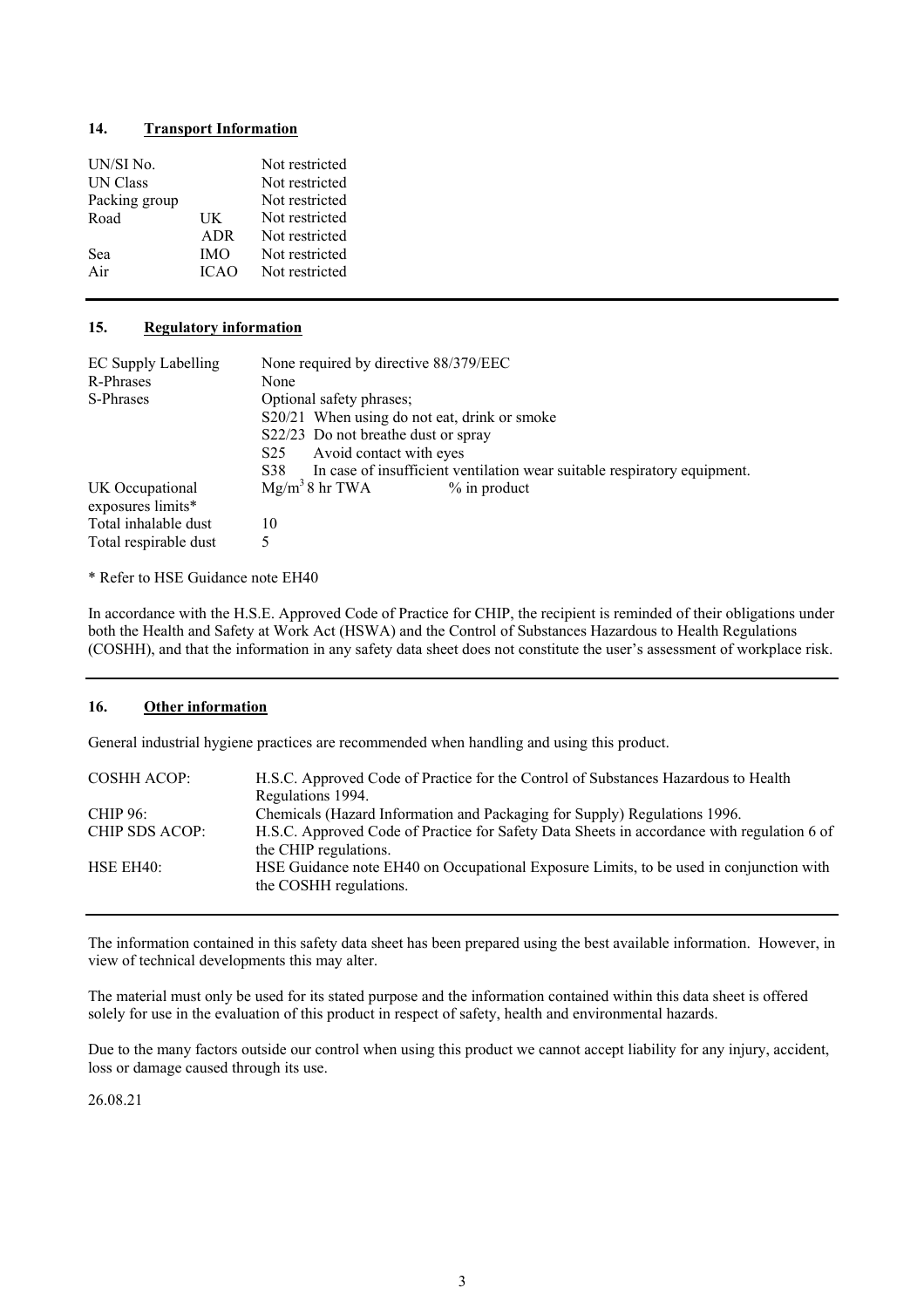## 14. Transport Information

| | | |
|---|---|---|
| UN/SI No. | | Not restricted |
| UN Class | | Not restricted |
| Packing group | | Not restricted |
| Road | UK | Not restricted |
| | ADR | Not restricted |
| Sea | IMO | Not restricted |
| Air | ICAO | Not restricted |

## 15. Regulatory information

| | | |
|---|---|---|
| EC Supply Labelling | None required by directive 88/379/EEC | |
| R-Phrases | None | |
| S-Phrases | Optional safety phrases; | |
| | S20/21 When using do not eat, drink or smoke | |
| | S22/23 Do not breathe dust or spray | |
| | S25 Avoid contact with eyes | |
| | S38 In case of insufficient ventilation wear suitable respiratory equipment. | |
| UK Occupational exposures limits* | $Mg/m^3$ 8 hr TWA | % in product |
| Total inhalable dust | 10 | |
| Total respirable dust | 5 | |

* Refer to HSE Guidance note EH40

In accordance with the H.S.E. Approved Code of Practice for CHIP, the recipient is reminded of their obligations under both the Health and Safety at Work Act (HSWA) and the Control of Substances Hazardous to Health Regulations (COSHH), and that the information in any safety data sheet does not constitute the user's assessment of workplace risk.

## 16. Other information

General industrial hygiene practices are recommended when handling and using this product.

| | |
|---|---|
| COSHH ACOP: | H.S.C. Approved Code of Practice for the Control of Substances Hazardous to Health Regulations 1994. |
| CHIP 96: | Chemicals (Hazard Information and Packaging for Supply) Regulations 1996. |
| CHIP SDS ACOP: | H.S.C. Approved Code of Practice for Safety Data Sheets in accordance with regulation 6 of the CHIP regulations. |
| HSE EH40: | HSE Guidance note EH40 on Occupational Exposure Limits, to be used in conjunction with the COSHH regulations. |

The information contained in this safety data sheet has been prepared using the best available information. However, in view of technical developments this may alter.

The material must only be used for its stated purpose and the information contained within this data sheet is offered solely for use in the evaluation of this product in respect of safety, health and environmental hazards.

Due to the many factors outside our control when using this product we cannot accept liability for any injury, accident, loss or damage caused through its use.

26.08.21